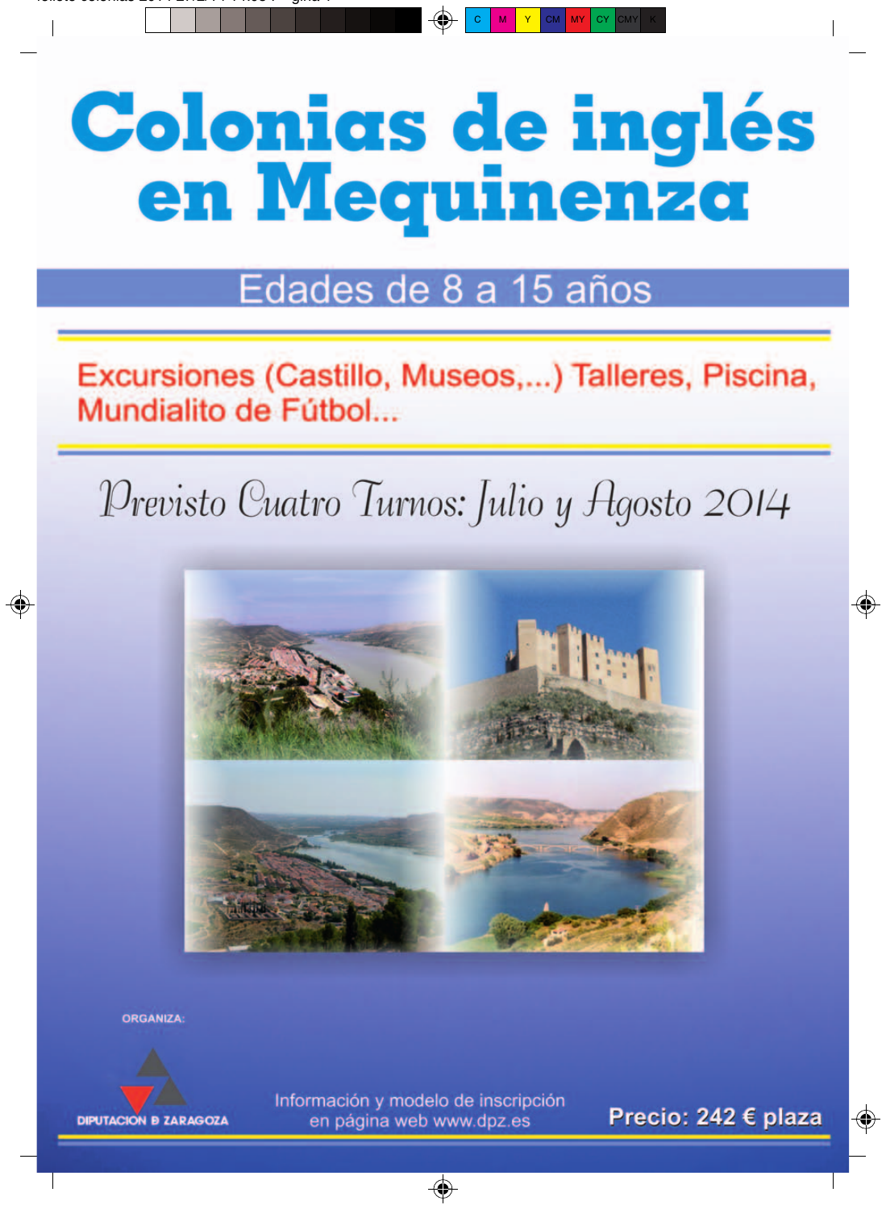# Colonias de inglés en Mequinenza

## Edades de 8 a 15 años

Excursiones (Castillo, Museos,...) Talleres, Piscina, Mundialito de Fútbol...

*Previsto Cuatro Turnos: Julio y Agosto 2014*

ORGANIZA:

DIPUTACION D ZARAGOZA

Información y modelo de inscripción en página web www.dpz.es

**Precio: 242 € plaza**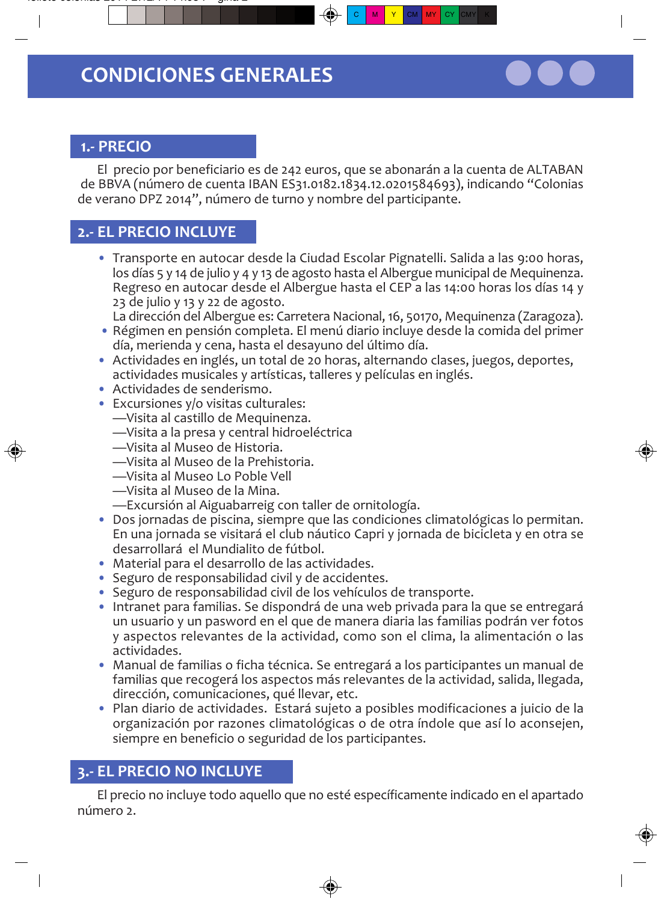# CONDICIONES GENERALES

## 1.- PRECIO

El precio por beneficiario es de 242 euros, que se abonarán a la cuenta de ALTABAN de BBVA (número de cuenta IBAN ES31.0182.1834.12.0201584693), indicando "Colonias de verano DPZ 2014", número de turno y nombre del participante.

## 2.- EL PRECIO INCLUYE

- Transporte en autocar desde la Ciudad Escolar Pignatelli. Salida a las 9:00 horas, los días 5 y 14 de julio y 4 y 13 de agosto hasta el Albergue municipal de Mequinenza. Regreso en autocar desde el Albergue hasta el CEP a las 14:00 horas los días 14 y 23 de julio y 13 y 22 de agosto.
  La dirección del Albergue es: Carretera Nacional, 16, 50170, Mequinenza (Zaragoza).
- Régimen en pensión completa. El menú diario incluye desde la comida del primer día, merienda y cena, hasta el desayuno del último día.
- Actividades en inglés, un total de 20 horas, alternando clases, juegos, deportes, actividades musicales y artísticas, talleres y películas en inglés.
- Actividades de senderismo.
- Excursiones y/o visitas culturales:
  —Visita al castillo de Mequinenza.
  —Visita a la presa y central hidroeléctrica
  —Visita al Museo de Historia.
  —Visita al Museo de la Prehistoria.
  —Visita al Museo Lo Poble Vell
  —Visita al Museo de la Mina.
  —Excursión al Aiguabarreig con taller de ornitología.
- Dos jornadas de piscina, siempre que las condiciones climatológicas lo permitan. En una jornada se visitará el club náutico Capri y jornada de bicicleta y en otra se desarrollará el Mundialito de fútbol.
- Material para el desarrollo de las actividades.
- Seguro de responsabilidad civil y de accidentes.
- Seguro de responsabilidad civil de los vehículos de transporte.
- Intranet para familias. Se dispondrá de una web privada para la que se entregará un usuario y un pasword en el que de manera diaria las familias podrán ver fotos y aspectos relevantes de la actividad, como son el clima, la alimentación o las actividades.
- Manual de familias o ficha técnica. Se entregará a los participantes un manual de familias que recogerá los aspectos más relevantes de la actividad, salida, llegada, dirección, comunicaciones, qué llevar, etc.
- Plan diario de actividades. Estará sujeto a posibles modificaciones a juicio de la organización por razones climatológicas o de otra índole que así lo aconsejen, siempre en beneficio o seguridad de los participantes.

## 3.- EL PRECIO NO INCLUYE

El precio no incluye todo aquello que no esté específicamente indicado en el apartado número 2.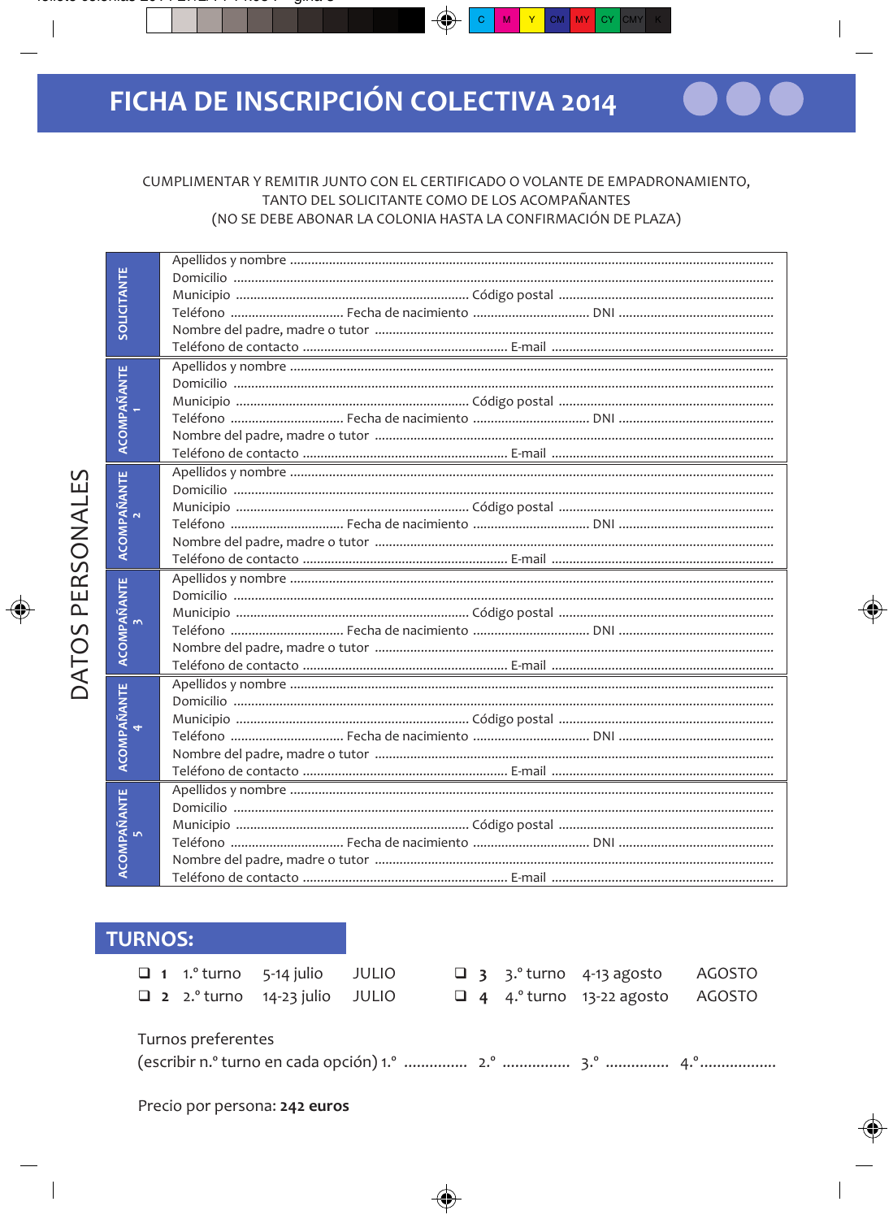# FICHA DE INSCRIPCIÓN COLECTIVA 2014

CUMPLIMENTAR Y REMITIR JUNTO CON EL CERTIFICADO O VOLANTE DE EMPADRONAMIENTO,
TANTO DEL SOLICITANTE COMO DE LOS ACOMPAÑANTES
(NO SE DEBE ABONAR LA COLONIA HASTA LA CONFIRMACIÓN DE PLAZA)

## DATOS PERSONALES

**SOLICITANTE**

Apellidos y nombre ..............................................................................................................
Domicilio ..............................................................................................................
Municipio .................................................... Código postal ..................................................
Teléfono ............................ Fecha de nacimiento ............................ DNI ............................
Nombre del padre, madre o tutor ..............................................................................................................
Teléfono de contacto .................................................... E-mail ..................................................

**ACOMPAÑANTE 1**

Apellidos y nombre ..............................................................................................................
Domicilio ..............................................................................................................
Municipio .................................................... Código postal ..................................................
Teléfono ............................ Fecha de nacimiento ............................ DNI ............................
Nombre del padre, madre o tutor ..............................................................................................................
Teléfono de contacto .................................................... E-mail ..................................................

**ACOMPAÑANTE 2**

Apellidos y nombre ..............................................................................................................
Domicilio ..............................................................................................................
Municipio .................................................... Código postal ..................................................
Teléfono ............................ Fecha de nacimiento ............................ DNI ............................
Nombre del padre, madre o tutor ..............................................................................................................
Teléfono de contacto .................................................... E-mail ..................................................

**ACOMPAÑANTE 3**

Apellidos y nombre ..............................................................................................................
Domicilio ..............................................................................................................
Municipio .................................................... Código postal ..................................................
Teléfono ............................ Fecha de nacimiento ............................ DNI ............................
Nombre del padre, madre o tutor ..............................................................................................................
Teléfono de contacto .................................................... E-mail ..................................................

**ACOMPAÑANTE 4**

Apellidos y nombre ..............................................................................................................
Domicilio ..............................................................................................................
Municipio .................................................... Código postal ..................................................
Teléfono ............................ Fecha de nacimiento ............................ DNI ............................
Nombre del padre, madre o tutor ..............................................................................................................
Teléfono de contacto .................................................... E-mail ..................................................

**ACOMPAÑANTE 5**

Apellidos y nombre ..............................................................................................................
Domicilio ..............................................................................................................
Municipio .................................................... Código postal ..................................................
Teléfono ............................ Fecha de nacimiento ............................ DNI ............................
Nombre del padre, madre o tutor ..............................................................................................................
Teléfono de contacto .................................................... E-mail ..................................................

## TURNOS:

- ❑ **1** 1.º turno 5-14 julio JULIO
- ❑ **2** 2.º turno 14-23 julio JULIO
- ❑ **3** 3.º turno 4-13 agosto AGOSTO
- ❑ **4** 4.º turno 13-22 agosto AGOSTO

Turnos preferentes
(escribir n.º turno en cada opción) 1.º .............. 2.º .............. 3.º .............. 4.º..................

Precio por persona: **242 euros**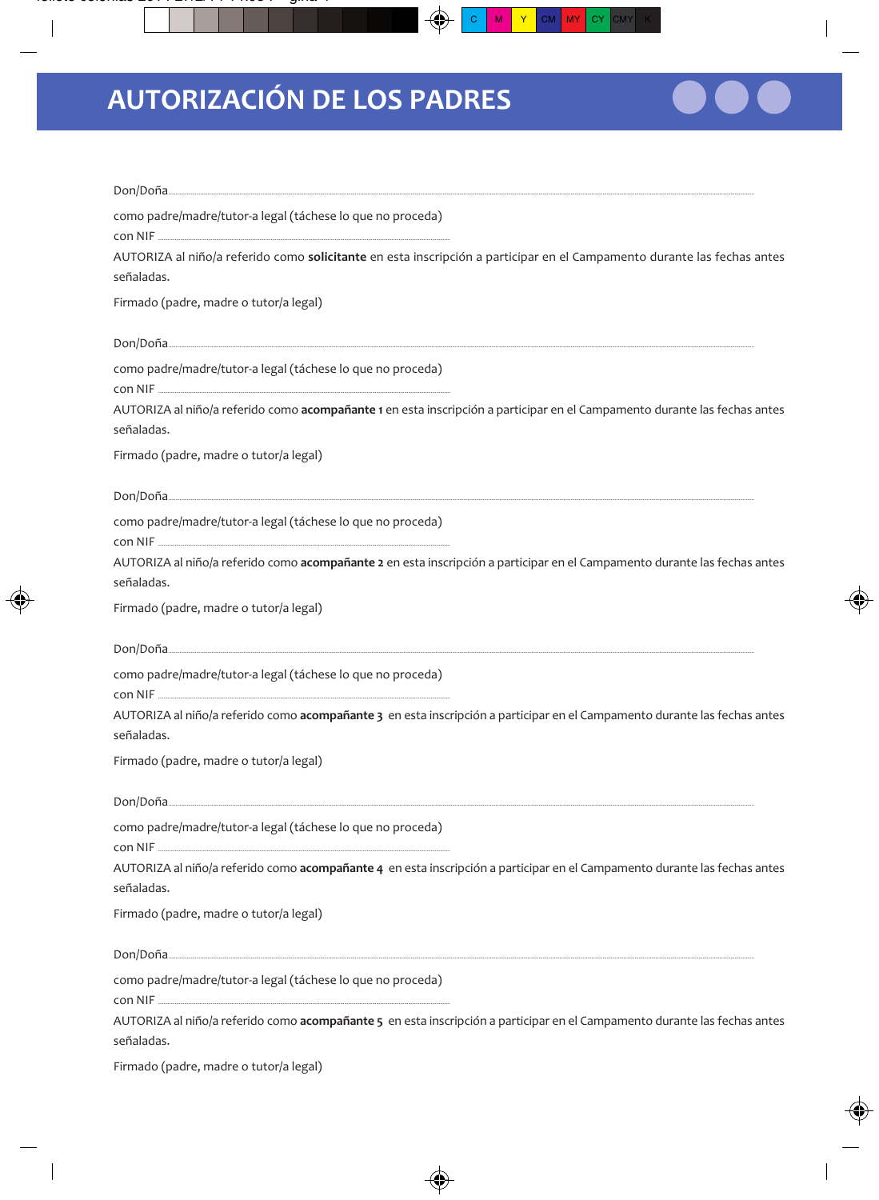# AUTORIZACIÓN DE LOS PADRES

Don/Doña.......................................................................................................................................................

como padre/madre/tutor-a legal (táchese lo que no proceda)

con NIF ..........................................................................................

AUTORIZA al niño/a referido como **solicitante** en esta inscripción a participar en el Campamento durante las fechas antes señaladas.

Firmado (padre, madre o tutor/a legal)

Don/Doña.......................................................................................................................................................

como padre/madre/tutor-a legal (táchese lo que no proceda)

con NIF ..........................................................................................

AUTORIZA al niño/a referido como **acompañante 1** en esta inscripción a participar en el Campamento durante las fechas antes señaladas.

Firmado (padre, madre o tutor/a legal)

Don/Doña.......................................................................................................................................................

como padre/madre/tutor-a legal (táchese lo que no proceda)

con NIF ..........................................................................................

AUTORIZA al niño/a referido como **acompañante 2** en esta inscripción a participar en el Campamento durante las fechas antes señaladas.

Firmado (padre, madre o tutor/a legal)

Don/Doña.......................................................................................................................................................

como padre/madre/tutor-a legal (táchese lo que no proceda)

con NIF ..........................................................................................

AUTORIZA al niño/a referido como **acompañante 3** en esta inscripción a participar en el Campamento durante las fechas antes señaladas.

Firmado (padre, madre o tutor/a legal)

Don/Doña.......................................................................................................................................................

como padre/madre/tutor-a legal (táchese lo que no proceda)

con NIF ..........................................................................................

AUTORIZA al niño/a referido como **acompañante 4** en esta inscripción a participar en el Campamento durante las fechas antes señaladas.

Firmado (padre, madre o tutor/a legal)

Don/Doña.......................................................................................................................................................

como padre/madre/tutor-a legal (táchese lo que no proceda)

con NIF ..........................................................................................

AUTORIZA al niño/a referido como **acompañante 5** en esta inscripción a participar en el Campamento durante las fechas antes señaladas.

Firmado (padre, madre o tutor/a legal)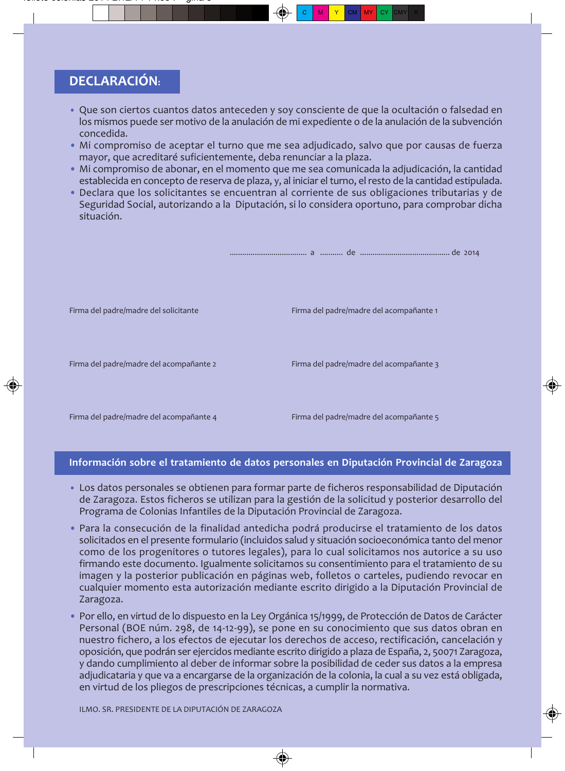## DECLARACIÓN:

- Que son ciertos cuantos datos anteceden y soy consciente de que la ocultación o falsedad en los mismos puede ser motivo de la anulación de mi expediente o de la anulación de la subvención concedida.
- Mi compromiso de aceptar el turno que me sea adjudicado, salvo que por causas de fuerza mayor, que acreditaré suficientemente, deba renunciar a la plaza.
- Mi compromiso de abonar, en el momento que me sea comunicada la adjudicación, la cantidad establecida en concepto de reserva de plaza, y, al iniciar el turno, el resto de la cantidad estipulada.
- Declara que los solicitantes se encuentran al corriente de sus obligaciones tributarias y de Seguridad Social, autorizando a la Diputación, si lo considera oportuno, para comprobar dicha situación.

.................................... a .......... de ......................................... de 2014

Firma del padre/madre del solicitante

Firma del padre/madre del acompañante 1

Firma del padre/madre del acompañante 2

Firma del padre/madre del acompañante 3

Firma del padre/madre del acompañante 4

Firma del padre/madre del acompañante 5

## Información sobre el tratamiento de datos personales en Diputación Provincial de Zaragoza

- Los datos personales se obtienen para formar parte de ficheros responsabilidad de Diputación de Zaragoza. Estos ficheros se utilizan para la gestión de la solicitud y posterior desarrollo del Programa de Colonias Infantiles de la Diputación Provincial de Zaragoza.
- Para la consecución de la finalidad antedicha podrá producirse el tratamiento de los datos solicitados en el presente formulario (incluidos salud y situación socioeconómica tanto del menor como de los progenitores o tutores legales), para lo cual solicitamos nos autorice a su uso firmando este documento. Igualmente solicitamos su consentimiento para el tratamiento de su imagen y la posterior publicación en páginas web, folletos o carteles, pudiendo revocar en cualquier momento esta autorización mediante escrito dirigido a la Diputación Provincial de Zaragoza.
- Por ello, en virtud de lo dispuesto en la Ley Orgánica 15/1999, de Protección de Datos de Carácter Personal (BOE núm. 298, de 14-12-99), se pone en su conocimiento que sus datos obran en nuestro fichero, a los efectos de ejecutar los derechos de acceso, rectificación, cancelación y oposición, que podrán ser ejercidos mediante escrito dirigido a plaza de España, 2, 50071 Zaragoza, y dando cumplimiento al deber de informar sobre la posibilidad de ceder sus datos a la empresa adjudicataria y que va a encargarse de la organización de la colonia, la cual a su vez está obligada, en virtud de los pliegos de prescripciones técnicas, a cumplir la normativa.

ILMO. SR. PRESIDENTE DE LA DIPUTACIÓN DE ZARAGOZA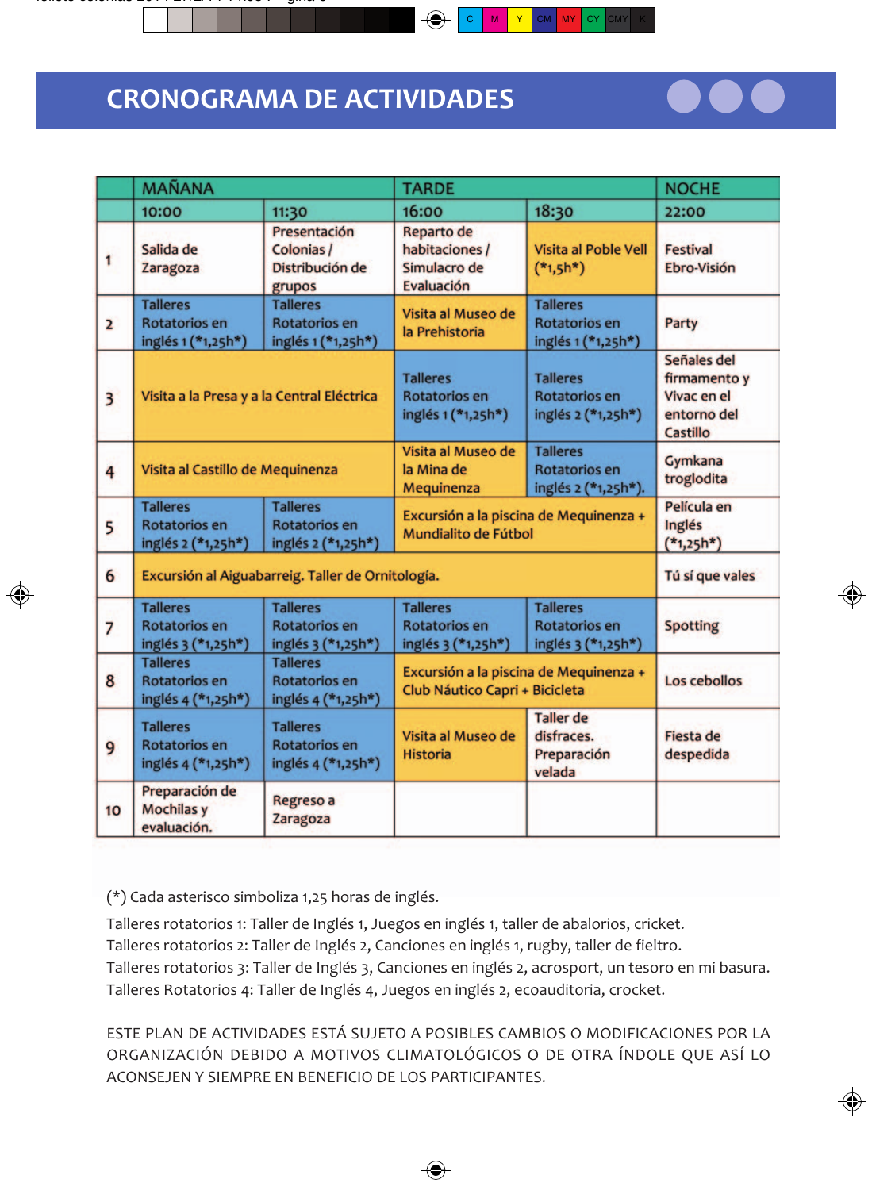# CRONOGRAMA DE ACTIVIDADES

| | MAÑANA | | TARDE | | NOCHE |
|---|---|---|---|---|---|
| | 10:00 | 11:30 | 16:00 | 18:30 | 22:00 |
| 1 | Salida de Zaragoza | Presentación Colonias / Distribución de grupos | Reparto de habitaciones / Simulacro de Evaluación | Visita al Poble Vell (*1,5h*) | Festival Ebro-Visión |
| 2 | Talleres Rotatorios en inglés 1 (*1,25h*) | Talleres Rotatorios en inglés 1 (*1,25h*) | Visita al Museo de la Prehistoria | Talleres Rotatorios en inglés 1 (*1,25h*) | Party |
| 3 | Visita a la Presa y a la Central Eléctrica | | Talleres Rotatorios en inglés 1 (*1,25h*) | Talleres Rotatorios en inglés 2 (*1,25h*) | Señales del firmamento y Vivac en el entorno del Castillo |
| 4 | Visita al Castillo de Mequinenza | | Visita al Museo de la Mina de Mequinenza | Talleres Rotatorios en inglés 2 (*1,25h*). | Gymkana troglodita |
| 5 | Talleres Rotatorios en inglés 2 (*1,25h*) | Talleres Rotatorios en inglés 2 (*1,25h*) | Excursión a la piscina de Mequinenza + Mundialito de Fútbol | | Película en Inglés (*1,25h*) |
| 6 | Excursión al Aiguabarreig. Taller de Ornitología. | | | | Tú sí que vales |
| 7 | Talleres Rotatorios en inglés 3 (*1,25h*) | Talleres Rotatorios en inglés 3 (*1,25h*) | Talleres Rotatorios en inglés 3 (*1,25h*) | Talleres Rotatorios en inglés 3 (*1,25h*) | Spotting |
| 8 | Talleres Rotatorios en inglés 4 (*1,25h*) | Talleres Rotatorios en inglés 4 (*1,25h*) | Excursión a la piscina de Mequinenza + Club Náutico Capri + Bicicleta | | Los cebollos |
| 9 | Talleres Rotatorios en inglés 4 (*1,25h*) | Talleres Rotatorios en inglés 4 (*1,25h*) | Visita al Museo de Historia | Taller de disfraces. Preparación velada | Fiesta de despedida |
| 10 | Preparación de Mochilas y evaluación. | Regreso a Zaragoza | | | |

(*) Cada asterisco simboliza 1,25 horas de inglés.

Talleres rotatorios 1: Taller de Inglés 1, Juegos en inglés 1, taller de abalorios, cricket.
Talleres rotatorios 2: Taller de Inglés 2, Canciones en inglés 1, rugby, taller de fieltro.
Talleres rotatorios 3: Taller de Inglés 3, Canciones en inglés 2, acrosport, un tesoro en mi basura.
Talleres Rotatorios 4: Taller de Inglés 4, Juegos en inglés 2, ecoauditoria, crocket.

ESTE PLAN DE ACTIVIDADES ESTÁ SUJETO A POSIBLES CAMBIOS O MODIFICACIONES POR LA ORGANIZACIÓN DEBIDO A MOTIVOS CLIMATOLÓGICOS O DE OTRA ÍNDOLE QUE ASÍ LO ACONSEJEN Y SIEMPRE EN BENEFICIO DE LOS PARTICIPANTES.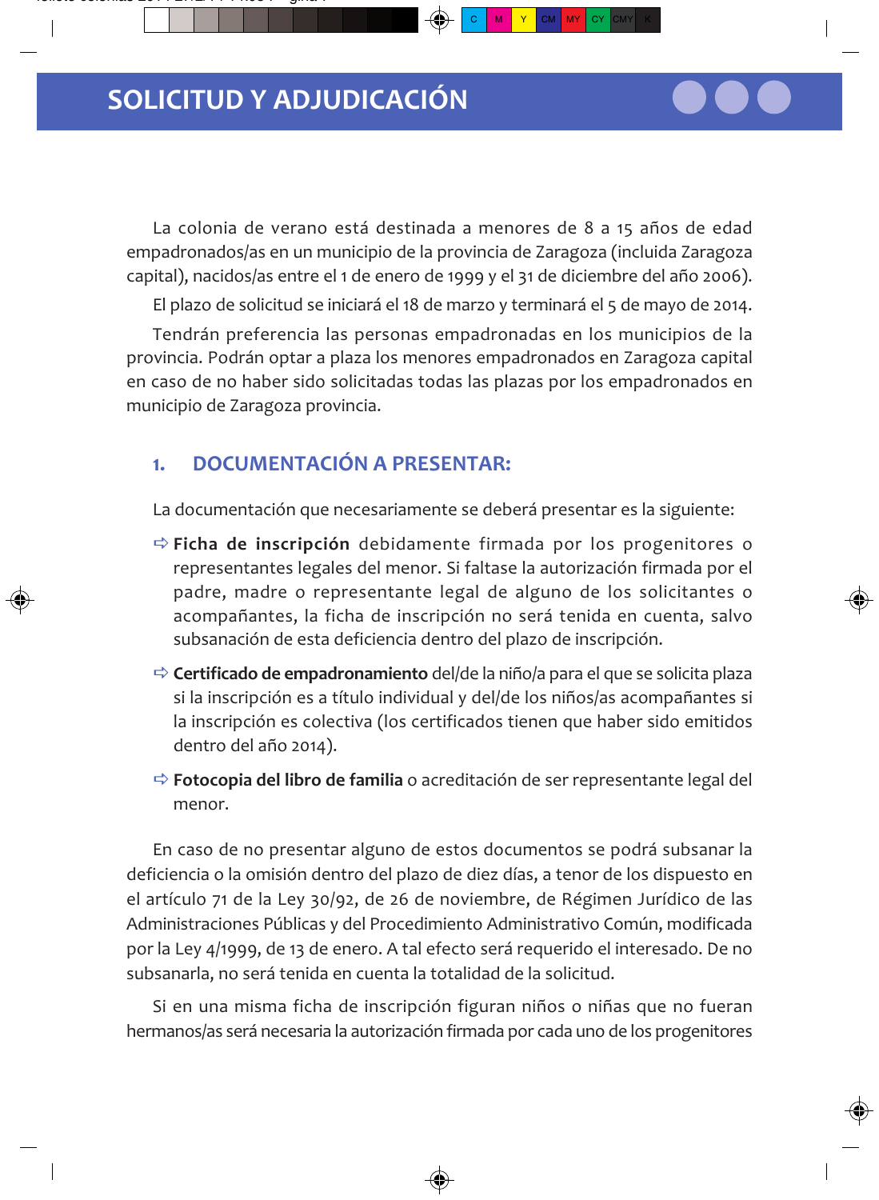# SOLICITUD Y ADJUDICACIÓN

La colonia de verano está destinada a menores de 8 a 15 años de edad empadronados/as en un municipio de la provincia de Zaragoza (incluida Zaragoza capital), nacidos/as entre el 1 de enero de 1999 y el 31 de diciembre del año 2006).

El plazo de solicitud se iniciará el 18 de marzo y terminará el 5 de mayo de 2014.

Tendrán preferencia las personas empadronadas en los municipios de la provincia. Podrán optar a plaza los menores empadronados en Zaragoza capital en caso de no haber sido solicitadas todas las plazas por los empadronados en municipio de Zaragoza provincia.

## 1. DOCUMENTACIÓN A PRESENTAR:

La documentación que necesariamente se deberá presentar es la siguiente:

- **Ficha de inscripción** debidamente firmada por los progenitores o representantes legales del menor. Si faltase la autorización firmada por el padre, madre o representante legal de alguno de los solicitantes o acompañantes, la ficha de inscripción no será tenida en cuenta, salvo subsanación de esta deficiencia dentro del plazo de inscripción.
- **Certificado de empadronamiento** del/de la niño/a para el que se solicita plaza si la inscripción es a título individual y del/de los niños/as acompañantes si la inscripción es colectiva (los certificados tienen que haber sido emitidos dentro del año 2014).
- **Fotocopia del libro de familia** o acreditación de ser representante legal del menor.

En caso de no presentar alguno de estos documentos se podrá subsanar la deficiencia o la omisión dentro del plazo de diez días, a tenor de los dispuesto en el artículo 71 de la Ley 30/92, de 26 de noviembre, de Régimen Jurídico de las Administraciones Públicas y del Procedimiento Administrativo Común, modificada por la Ley 4/1999, de 13 de enero. A tal efecto será requerido el interesado. De no subsanarla, no será tenida en cuenta la totalidad de la solicitud.

Si en una misma ficha de inscripción figuran niños o niñas que no fueran hermanos/as será necesaria la autorización firmada por cada uno de los progenitores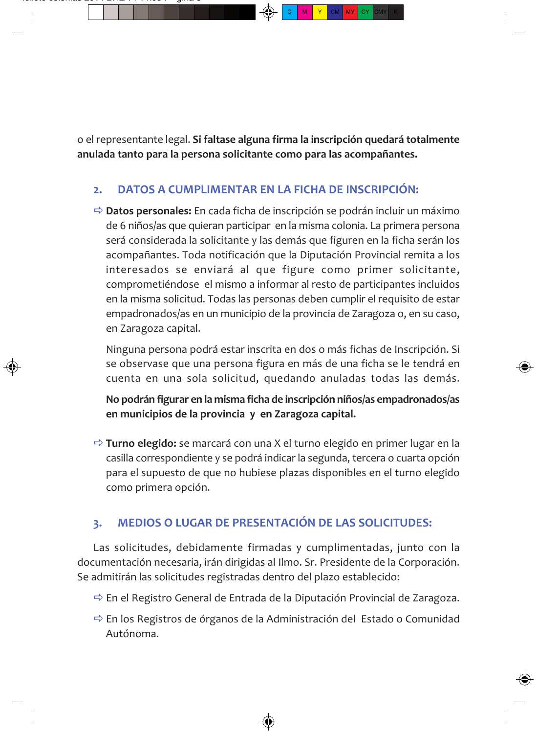o el representante legal. **Si faltase alguna firma la inscripción quedará totalmente anulada tanto para la persona solicitante como para las acompañantes.**

## 2. DATOS A CUMPLIMENTAR EN LA FICHA DE INSCRIPCIÓN:

- **Datos personales:** En cada ficha de inscripción se podrán incluir un máximo de 6 niños/as que quieran participar en la misma colonia. La primera persona será considerada la solicitante y las demás que figuren en la ficha serán los acompañantes. Toda notificación que la Diputación Provincial remita a los interesados se enviará al que figure como primer solicitante, comprometiéndose el mismo a informar al resto de participantes incluidos en la misma solicitud. Todas las personas deben cumplir el requisito de estar empadronados/as en un municipio de la provincia de Zaragoza o, en su caso, en Zaragoza capital.

  Ninguna persona podrá estar inscrita en dos o más fichas de Inscripción. Si se observase que una persona figura en más de una ficha se le tendrá en cuenta en una sola solicitud, quedando anuladas todas las demás.

  **No podrán figurar en la misma ficha de inscripción niños/as empadronados/as en municipios de la provincia y en Zaragoza capital.**

- **Turno elegido:** se marcará con una X el turno elegido en primer lugar en la casilla correspondiente y se podrá indicar la segunda, tercera o cuarta opción para el supuesto de que no hubiese plazas disponibles en el turno elegido como primera opción.

## 3. MEDIOS O LUGAR DE PRESENTACIÓN DE LAS SOLICITUDES:

Las solicitudes, debidamente firmadas y cumplimentadas, junto con la documentación necesaria, irán dirigidas al Ilmo. Sr. Presidente de la Corporación. Se admitirán las solicitudes registradas dentro del plazo establecido:

- En el Registro General de Entrada de la Diputación Provincial de Zaragoza.
- En los Registros de órganos de la Administración del Estado o Comunidad Autónoma.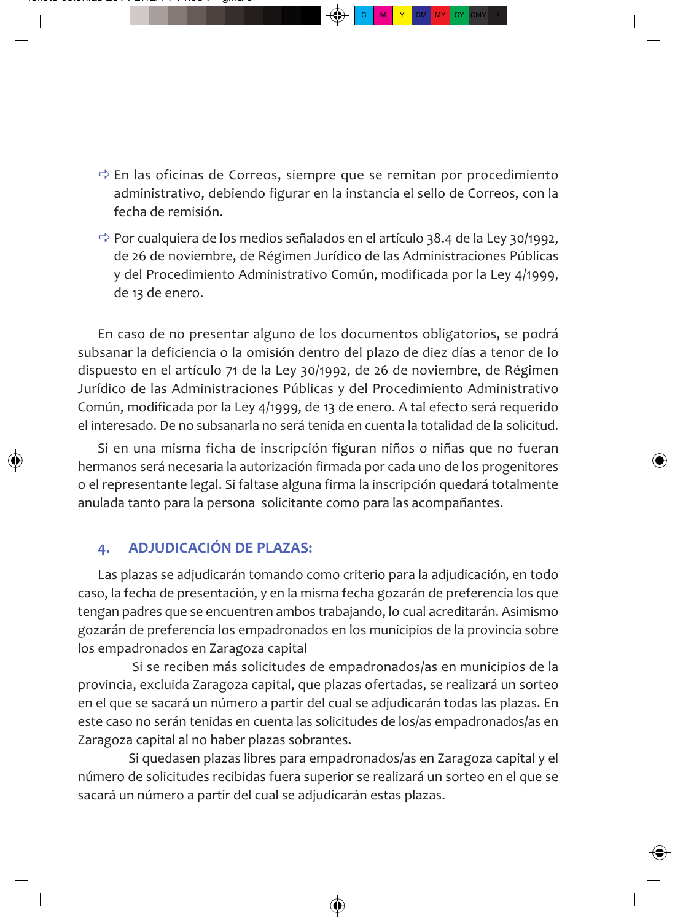- ➩ En las oficinas de Correos, siempre que se remitan por procedimiento administrativo, debiendo figurar en la instancia el sello de Correos, con la fecha de remisión.
- ➩ Por cualquiera de los medios señalados en el artículo 38.4 de la Ley 30/1992, de 26 de noviembre, de Régimen Jurídico de las Administraciones Públicas y del Procedimiento Administrativo Común, modificada por la Ley 4/1999, de 13 de enero.

En caso de no presentar alguno de los documentos obligatorios, se podrá subsanar la deficiencia o la omisión dentro del plazo de diez días a tenor de lo dispuesto en el artículo 71 de la Ley 30/1992, de 26 de noviembre, de Régimen Jurídico de las Administraciones Públicas y del Procedimiento Administrativo Común, modificada por la Ley 4/1999, de 13 de enero. A tal efecto será requerido el interesado. De no subsanarla no será tenida en cuenta la totalidad de la solicitud.

Si en una misma ficha de inscripción figuran niños o niñas que no fueran hermanos será necesaria la autorización firmada por cada uno de los progenitores o el representante legal. Si faltase alguna firma la inscripción quedará totalmente anulada tanto para la persona solicitante como para las acompañantes.

## 4. ADJUDICACIÓN DE PLAZAS:

Las plazas se adjudicarán tomando como criterio para la adjudicación, en todo caso, la fecha de presentación, y en la misma fecha gozarán de preferencia los que tengan padres que se encuentren ambos trabajando, lo cual acreditarán. Asimismo gozarán de preferencia los empadronados en los municipios de la provincia sobre los empadronados en Zaragoza capital

Si se reciben más solicitudes de empadronados/as en municipios de la provincia, excluida Zaragoza capital, que plazas ofertadas, se realizará un sorteo en el que se sacará un número a partir del cual se adjudicarán todas las plazas. En este caso no serán tenidas en cuenta las solicitudes de los/as empadronados/as en Zaragoza capital al no haber plazas sobrantes.

Si quedasen plazas libres para empadronados/as en Zaragoza capital y el número de solicitudes recibidas fuera superior se realizará un sorteo en el que se sacará un número a partir del cual se adjudicarán estas plazas.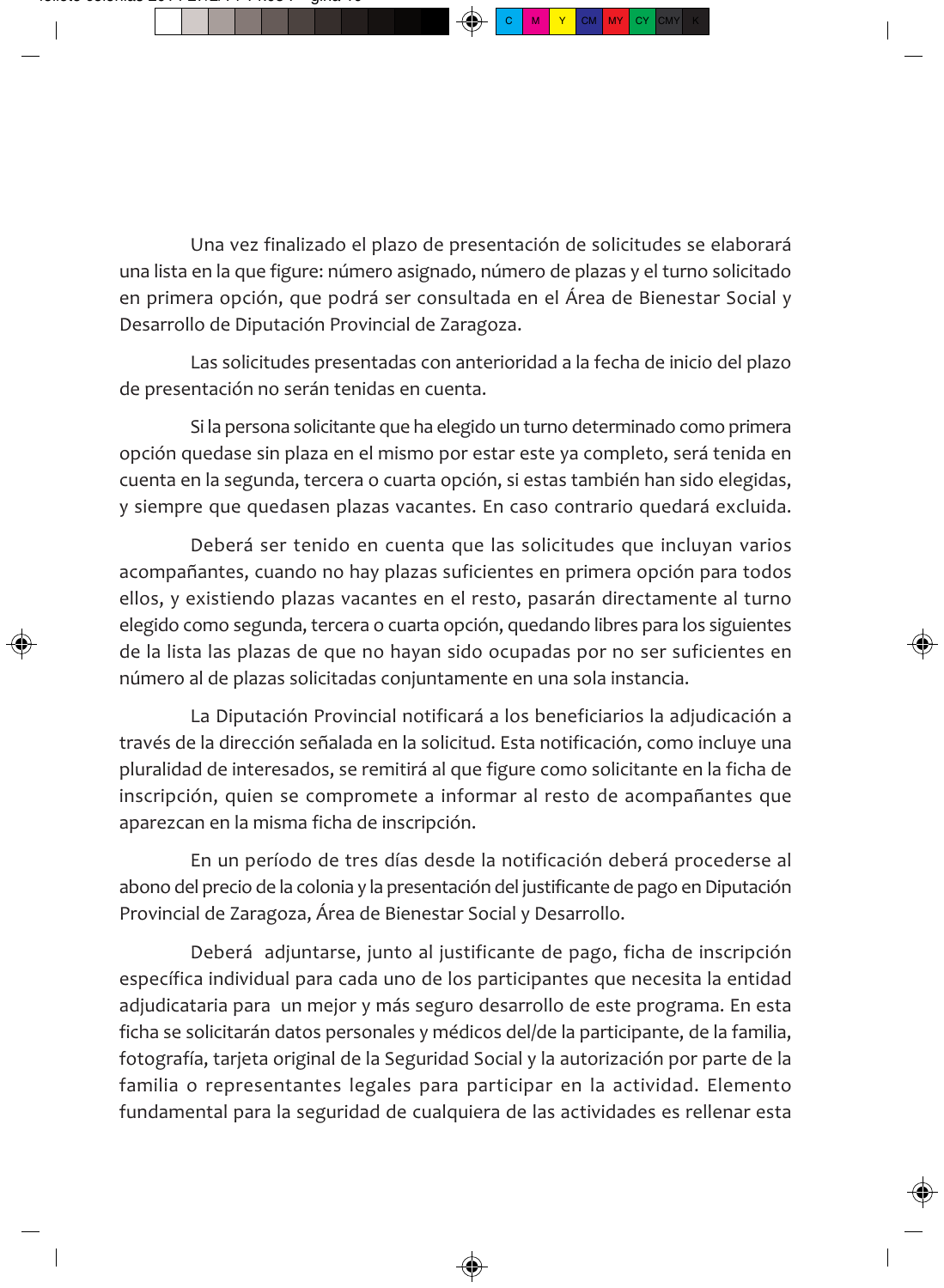Una vez finalizado el plazo de presentación de solicitudes se elaborará una lista en la que figure: número asignado, número de plazas y el turno solicitado en primera opción, que podrá ser consultada en el Área de Bienestar Social y Desarrollo de Diputación Provincial de Zaragoza.

Las solicitudes presentadas con anterioridad a la fecha de inicio del plazo de presentación no serán tenidas en cuenta.

Si la persona solicitante que ha elegido un turno determinado como primera opción quedase sin plaza en el mismo por estar este ya completo, será tenida en cuenta en la segunda, tercera o cuarta opción, si estas también han sido elegidas, y siempre que quedasen plazas vacantes. En caso contrario quedará excluida.

Deberá ser tenido en cuenta que las solicitudes que incluyan varios acompañantes, cuando no hay plazas suficientes en primera opción para todos ellos, y existiendo plazas vacantes en el resto, pasarán directamente al turno elegido como segunda, tercera o cuarta opción, quedando libres para los siguientes de la lista las plazas de que no hayan sido ocupadas por no ser suficientes en número al de plazas solicitadas conjuntamente en una sola instancia.

La Diputación Provincial notificará a los beneficiarios la adjudicación a través de la dirección señalada en la solicitud. Esta notificación, como incluye una pluralidad de interesados, se remitirá al que figure como solicitante en la ficha de inscripción, quien se compromete a informar al resto de acompañantes que aparezcan en la misma ficha de inscripción.

En un período de tres días desde la notificación deberá procederse al abono del precio de la colonia y la presentación del justificante de pago en Diputación Provincial de Zaragoza, Área de Bienestar Social y Desarrollo.

Deberá adjuntarse, junto al justificante de pago, ficha de inscripción específica individual para cada uno de los participantes que necesita la entidad adjudicataria para un mejor y más seguro desarrollo de este programa. En esta ficha se solicitarán datos personales y médicos del/de la participante, de la familia, fotografía, tarjeta original de la Seguridad Social y la autorización por parte de la familia o representantes legales para participar en la actividad. Elemento fundamental para la seguridad de cualquiera de las actividades es rellenar esta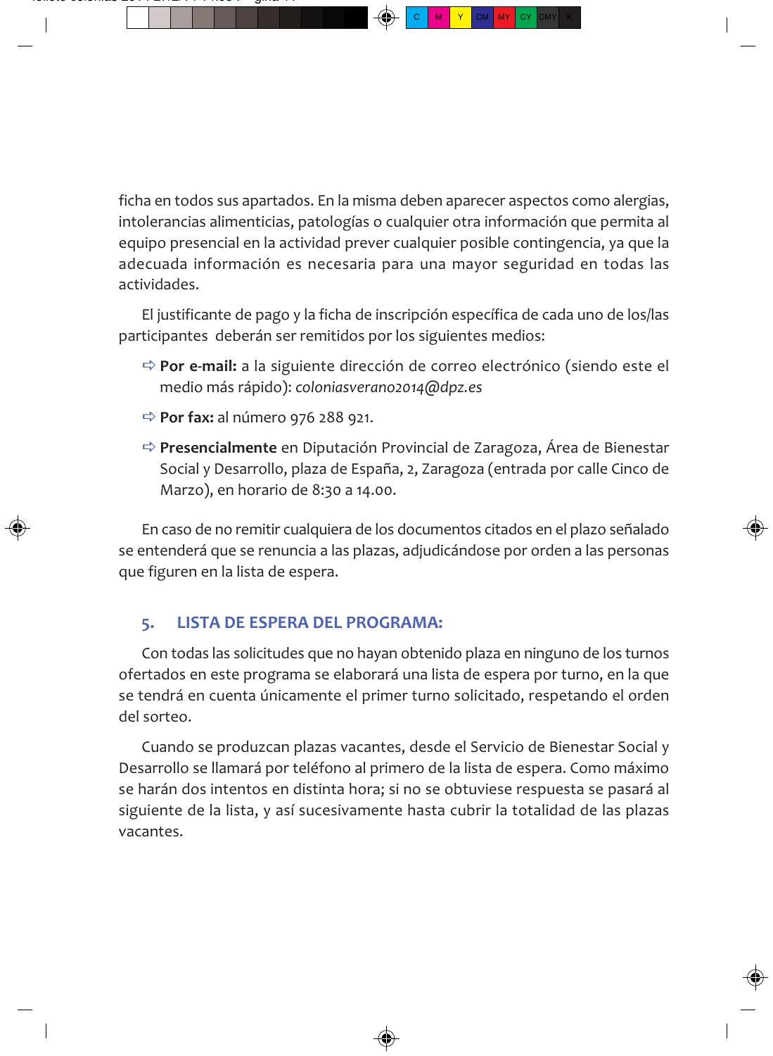ficha en todos sus apartados. En la misma deben aparecer aspectos como alergias, intolerancias alimenticias, patologías o cualquier otra información que permita al equipo presencial en la actividad prever cualquier posible contingencia, ya que la adecuada información es necesaria para una mayor seguridad en todas las actividades.

El justificante de pago y la ficha de inscripción específica de cada uno de los/las participantes deberán ser remitidos por los siguientes medios:

- **Por e-mail:** a la siguiente dirección de correo electrónico (siendo este el medio más rápido): *coloniasverano2014@dpz.es*
- **Por fax:** al número 976 288 921.
- **Presencialmente** en Diputación Provincial de Zaragoza, Área de Bienestar Social y Desarrollo, plaza de España, 2, Zaragoza (entrada por calle Cinco de Marzo), en horario de 8:30 a 14.00.

En caso de no remitir cualquiera de los documentos citados en el plazo señalado se entenderá que se renuncia a las plazas, adjudicándose por orden a las personas que figuren en la lista de espera.

## 5. LISTA DE ESPERA DEL PROGRAMA:

Con todas las solicitudes que no hayan obtenido plaza en ninguno de los turnos ofertados en este programa se elaborará una lista de espera por turno, en la que se tendrá en cuenta únicamente el primer turno solicitado, respetando el orden del sorteo.

Cuando se produzcan plazas vacantes, desde el Servicio de Bienestar Social y Desarrollo se llamará por teléfono al primero de la lista de espera. Como máximo se harán dos intentos en distinta hora; si no se obtuviese respuesta se pasará al siguiente de la lista, y así sucesivamente hasta cubrir la totalidad de las plazas vacantes.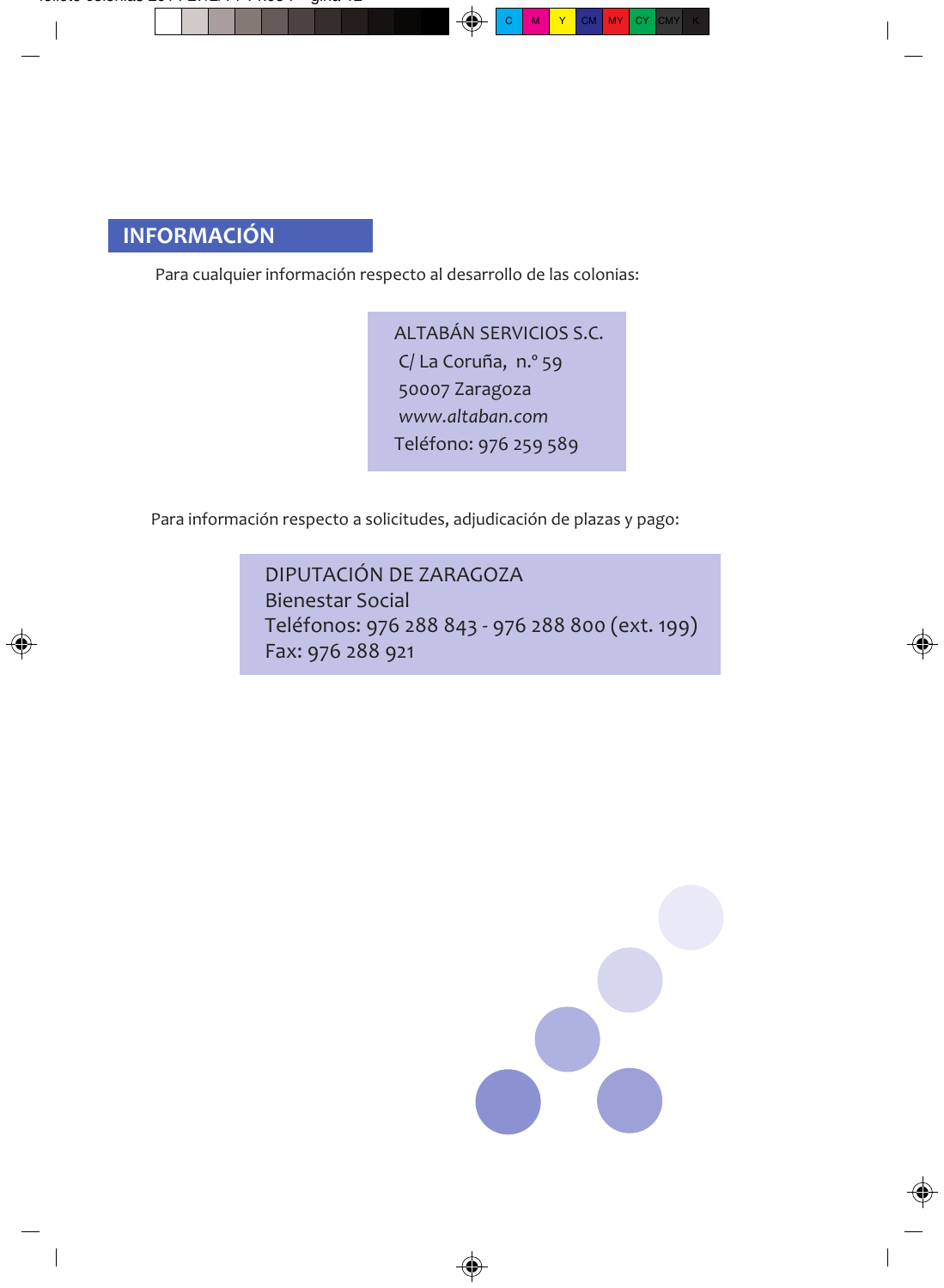## INFORMACIÓN

Para cualquier información respecto al desarrollo de las colonias:

ALTABÁN SERVICIOS S.C.
C/ La Coruña, n.º 59
50007 Zaragoza
*www.altaban.com*
Teléfono: 976 259 589

Para información respecto a solicitudes, adjudicación de plazas y pago:

DIPUTACIÓN DE ZARAGOZA
Bienestar Social
Teléfonos: 976 288 843 - 976 288 800 (ext. 199)
Fax: 976 288 921